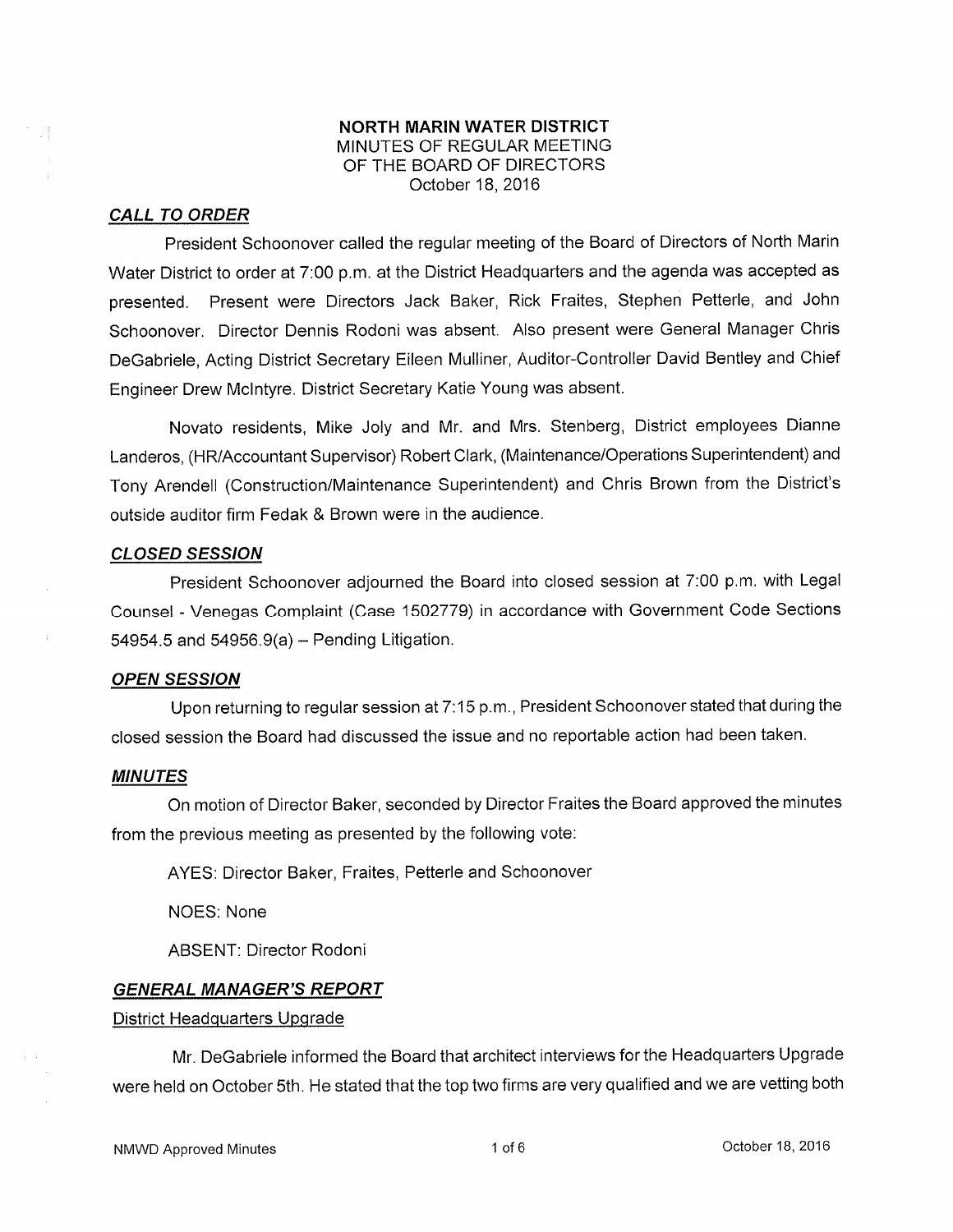# NORTH MARIN WATER DISTRICT

MINUTES OF REGULAR MEETING
OF THE BOARD OF DIRECTORS
October 18, 2016

## CALL TO ORDER

President Schoonover called the regular meeting of the Board of Directors of North Marin Water District to order at 7:00 p.m. at the District Headquarters and the agenda was accepted as presented. Present were Directors Jack Baker, Rick Fraites, Stephen Petterle, and John Schoonover. Director Dennis Rodoni was absent. Also present were General Manager Chris DeGabriele, Acting District Secretary Eileen Mulliner, Auditor-Controller David Bentley and Chief Engineer Drew McIntyre. District Secretary Katie Young was absent.

Novato residents, Mike Joly and Mr. and Mrs. Stenberg, District employees Dianne Landeros, (HR/Accountant Supervisor) Robert Clark, (Maintenance/Operations Superintendent) and Tony Arendell (Construction/Maintenance Superintendent) and Chris Brown from the District's outside auditor firm Fedak & Brown were in the audience.

## CLOSED SESSION

President Schoonover adjourned the Board into closed session at 7:00 p.m. with Legal Counsel - Venegas Complaint (Case 1502779) in accordance with Government Code Sections 54954.5 and 54956.9(a) – Pending Litigation.

## OPEN SESSION

Upon returning to regular session at 7:15 p.m., President Schoonover stated that during the closed session the Board had discussed the issue and no reportable action had been taken.

## MINUTES

On motion of Director Baker, seconded by Director Fraites the Board approved the minutes from the previous meeting as presented by the following vote:

AYES: Director Baker, Fraites, Petterle and Schoonover

NOES: None

ABSENT: Director Rodoni

## GENERAL MANAGER'S REPORT

### District Headquarters Upgrade

Mr. DeGabriele informed the Board that architect interviews for the Headquarters Upgrade were held on October 5th. He stated that the top two firms are very qualified and we are vetting both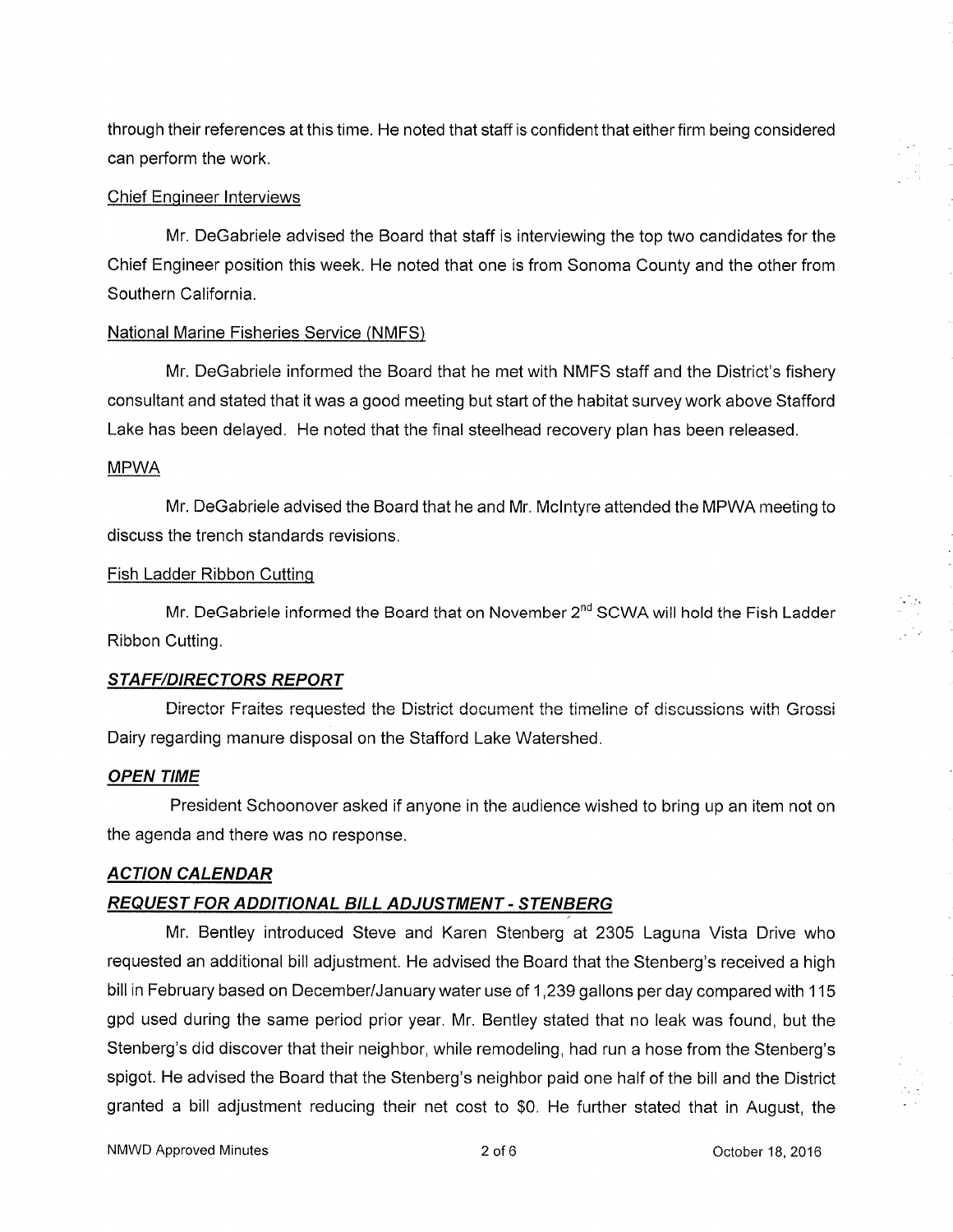through their references at this time. He noted that staff is confident that either firm being considered can perform the work.

Chief Engineer Interviews

Mr. DeGabriele advised the Board that staff is interviewing the top two candidates for the Chief Engineer position this week. He noted that one is from Sonoma County and the other from Southern California.

National Marine Fisheries Service (NMFS)

Mr. DeGabriele informed the Board that he met with NMFS staff and the District's fishery consultant and stated that it was a good meeting but start of the habitat survey work above Stafford Lake has been delayed. He noted that the final steelhead recovery plan has been released.

MPWA

Mr. DeGabriele advised the Board that he and Mr. McIntyre attended the MPWA meeting to discuss the trench standards revisions.

Fish Ladder Ribbon Cutting

Mr. DeGabriele informed the Board that on November 2nd SCWA will hold the Fish Ladder Ribbon Cutting.

## ***STAFF/DIRECTORS REPORT***

Director Fraites requested the District document the timeline of discussions with Grossi Dairy regarding manure disposal on the Stafford Lake Watershed.

## ***OPEN TIME***

President Schoonover asked if anyone in the audience wished to bring up an item not on the agenda and there was no response.

## ***ACTION CALENDAR***

### ***REQUEST FOR ADDITIONAL BILL ADJUSTMENT - STENBERG***

Mr. Bentley introduced Steve and Karen Stenberg at 2305 Laguna Vista Drive who requested an additional bill adjustment. He advised the Board that the Stenberg's received a high bill in February based on December/January water use of 1,239 gallons per day compared with 115 gpd used during the same period prior year. Mr. Bentley stated that no leak was found, but the Stenberg's did discover that their neighbor, while remodeling, had run a hose from the Stenberg's spigot. He advised the Board that the Stenberg's neighbor paid one half of the bill and the District granted a bill adjustment reducing their net cost to $0. He further stated that in August, the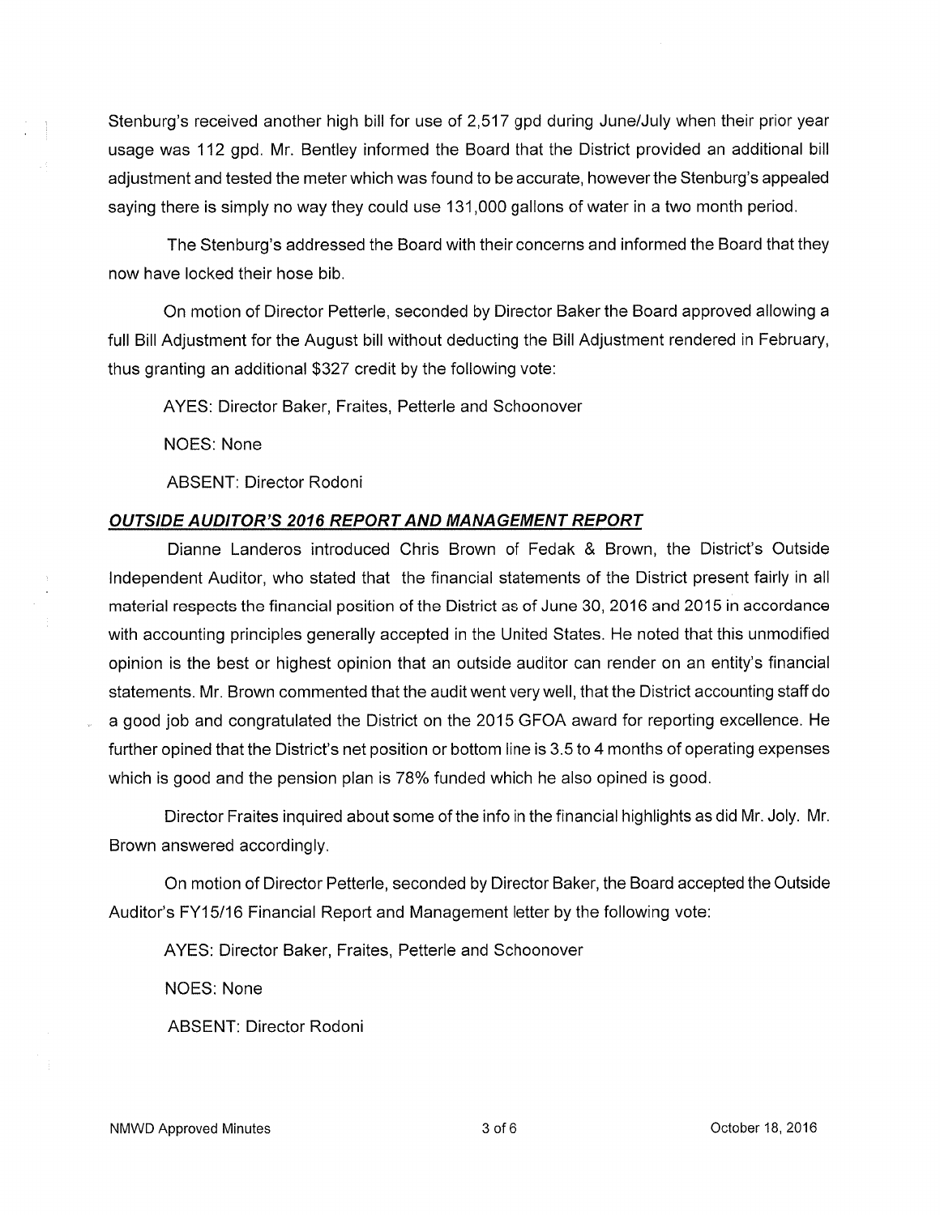Stenburg's received another high bill for use of 2,517 gpd during June/July when their prior year usage was 112 gpd. Mr. Bentley informed the Board that the District provided an additional bill adjustment and tested the meter which was found to be accurate, however the Stenburg's appealed saying there is simply no way they could use 131,000 gallons of water in a two month period.

The Stenburg's addressed the Board with their concerns and informed the Board that they now have locked their hose bib.

On motion of Director Petterle, seconded by Director Baker the Board approved allowing a full Bill Adjustment for the August bill without deducting the Bill Adjustment rendered in February, thus granting an additional $327 credit by the following vote:

AYES: Director Baker, Fraites, Petterle and Schoonover

NOES: None

ABSENT: Director Rodoni

***OUTSIDE AUDITOR'S 2016 REPORT AND MANAGEMENT REPORT***

Dianne Landeros introduced Chris Brown of Fedak & Brown, the District's Outside Independent Auditor, who stated that the financial statements of the District present fairly in all material respects the financial position of the District as of June 30, 2016 and 2015 in accordance with accounting principles generally accepted in the United States. He noted that this unmodified opinion is the best or highest opinion that an outside auditor can render on an entity's financial statements. Mr. Brown commented that the audit went very well, that the District accounting staff do a good job and congratulated the District on the 2015 GFOA award for reporting excellence. He further opined that the District's net position or bottom line is 3.5 to 4 months of operating expenses which is good and the pension plan is 78% funded which he also opined is good.

Director Fraites inquired about some of the info in the financial highlights as did Mr. Joly. Mr. Brown answered accordingly.

On motion of Director Petterle, seconded by Director Baker, the Board accepted the Outside Auditor's FY15/16 Financial Report and Management letter by the following vote:

AYES: Director Baker, Fraites, Petterle and Schoonover

NOES: None

ABSENT: Director Rodoni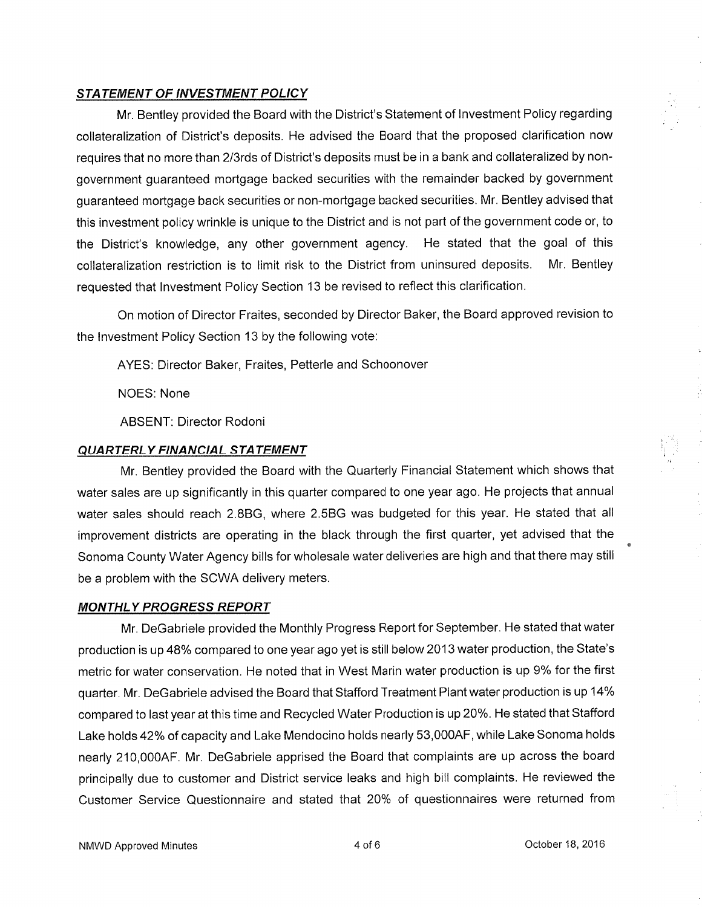## ***STATEMENT OF INVESTMENT POLICY***

Mr. Bentley provided the Board with the District's Statement of Investment Policy regarding collateralization of District's deposits. He advised the Board that the proposed clarification now requires that no more than 2/3rds of District's deposits must be in a bank and collateralized by non-government guaranteed mortgage backed securities with the remainder backed by government guaranteed mortgage back securities or non-mortgage backed securities. Mr. Bentley advised that this investment policy wrinkle is unique to the District and is not part of the government code or, to the District's knowledge, any other government agency. He stated that the goal of this collateralization restriction is to limit risk to the District from uninsured deposits. Mr. Bentley requested that Investment Policy Section 13 be revised to reflect this clarification.

On motion of Director Fraites, seconded by Director Baker, the Board approved revision to the Investment Policy Section 13 by the following vote:

AYES: Director Baker, Fraites, Petterle and Schoonover

NOES: None

ABSENT: Director Rodoni

## ***QUARTERLY FINANCIAL STATEMENT***

Mr. Bentley provided the Board with the Quarterly Financial Statement which shows that water sales are up significantly in this quarter compared to one year ago. He projects that annual water sales should reach 2.8BG, where 2.5BG was budgeted for this year. He stated that all improvement districts are operating in the black through the first quarter, yet advised that the Sonoma County Water Agency bills for wholesale water deliveries are high and that there may still be a problem with the SCWA delivery meters.

## ***MONTHLY PROGRESS REPORT***

Mr. DeGabriele provided the Monthly Progress Report for September. He stated that water production is up 48% compared to one year ago yet is still below 2013 water production, the State's metric for water conservation. He noted that in West Marin water production is up 9% for the first quarter. Mr. DeGabriele advised the Board that Stafford Treatment Plant water production is up 14% compared to last year at this time and Recycled Water Production is up 20%. He stated that Stafford Lake holds 42% of capacity and Lake Mendocino holds nearly 53,000AF, while Lake Sonoma holds nearly 210,000AF. Mr. DeGabriele apprised the Board that complaints are up across the board principally due to customer and District service leaks and high bill complaints. He reviewed the Customer Service Questionnaire and stated that 20% of questionnaires were returned from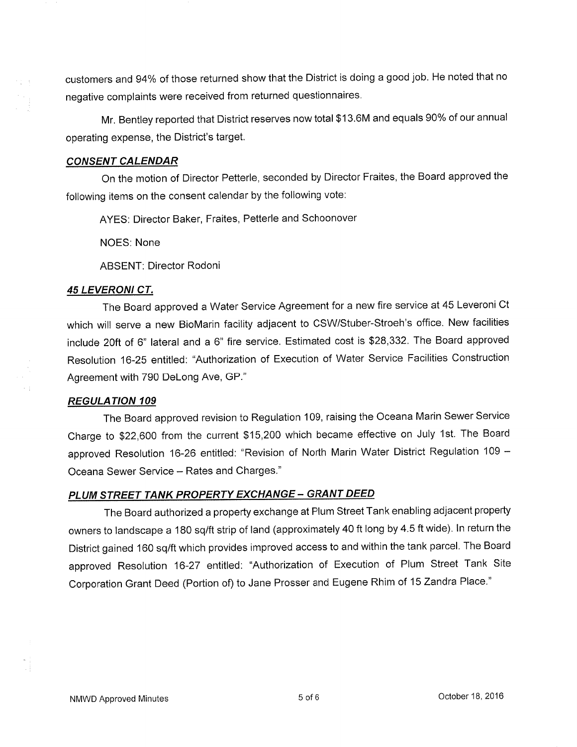customers and 94% of those returned show that the District is doing a good job. He noted that no negative complaints were received from returned questionnaires.

Mr. Bentley reported that District reserves now total $13.6M and equals 90% of our annual operating expense, the District's target.

### ***CONSENT CALENDAR***

On the motion of Director Petterle, seconded by Director Fraites, the Board approved the following items on the consent calendar by the following vote:

AYES: Director Baker, Fraites, Petterle and Schoonover

NOES: None

ABSENT: Director Rodoni

### ***45 LEVERONI CT.***

The Board approved a Water Service Agreement for a new fire service at 45 Leveroni Ct which will serve a new BioMarin facility adjacent to CSW/Stuber-Stroeh's office. New facilities include 20ft of 6" lateral and a 6" fire service. Estimated cost is $28,332. The Board approved Resolution 16-25 entitled: "Authorization of Execution of Water Service Facilities Construction Agreement with 790 DeLong Ave, GP."

### ***REGULATION 109***

The Board approved revision to Regulation 109, raising the Oceana Marin Sewer Service Charge to $22,600 from the current $15,200 which became effective on July 1st. The Board approved Resolution 16-26 entitled: "Revision of North Marin Water District Regulation 109 – Oceana Sewer Service – Rates and Charges."

### ***PLUM STREET TANK PROPERTY EXCHANGE – GRANT DEED***

The Board authorized a property exchange at Plum Street Tank enabling adjacent property owners to landscape a 180 sq/ft strip of land (approximately 40 ft long by 4.5 ft wide). In return the District gained 160 sq/ft which provides improved access to and within the tank parcel. The Board approved Resolution 16-27 entitled: "Authorization of Execution of Plum Street Tank Site Corporation Grant Deed (Portion of) to Jane Prosser and Eugene Rhim of 15 Zandra Place."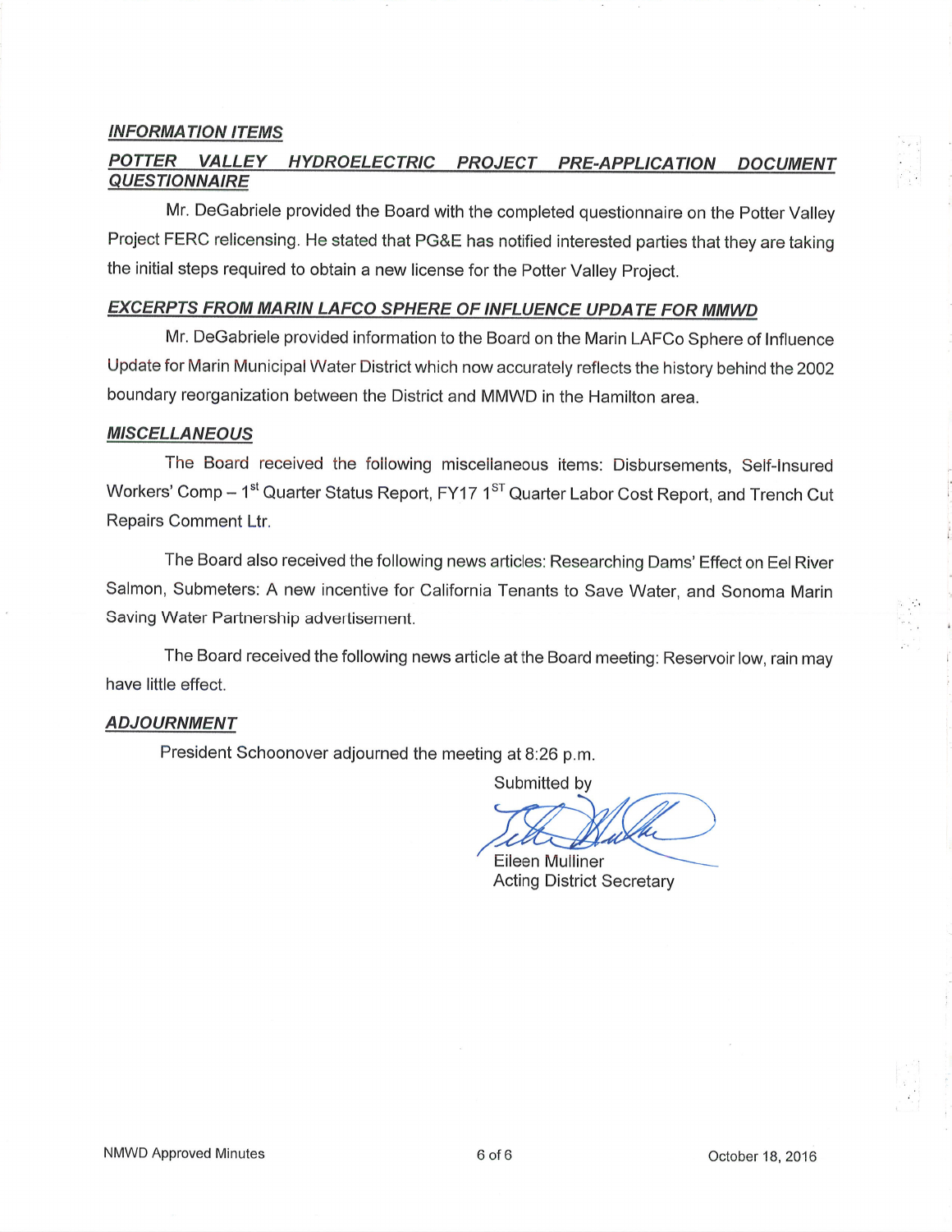**_INFORMATION ITEMS_**

**_POTTER VALLEY HYDROELECTRIC PROJECT PRE-APPLICATION DOCUMENT QUESTIONNAIRE_**

Mr. DeGabriele provided the Board with the completed questionnaire on the Potter Valley Project FERC relicensing. He stated that PG&E has notified interested parties that they are taking the initial steps required to obtain a new license for the Potter Valley Project.

**_EXCERPTS FROM MARIN LAFCO SPHERE OF INFLUENCE UPDATE FOR MMWD_**

Mr. DeGabriele provided information to the Board on the Marin LAFCo Sphere of Influence Update for Marin Municipal Water District which now accurately reflects the history behind the 2002 boundary reorganization between the District and MMWD in the Hamilton area.

**_MISCELLANEOUS_**

The Board received the following miscellaneous items: Disbursements, Self-Insured Workers' Comp – 1st Quarter Status Report, FY17 1ST Quarter Labor Cost Report, and Trench Cut Repairs Comment Ltr.

The Board also received the following news articles: Researching Dams' Effect on Eel River Salmon, Submeters: A new incentive for California Tenants to Save Water, and Sonoma Marin Saving Water Partnership advertisement.

The Board received the following news article at the Board meeting: Reservoir low, rain may have little effect.

**_ADJOURNMENT_**

President Schoonover adjourned the meeting at 8:26 p.m.

Submitted by

Eileen Mulliner
Acting District Secretary